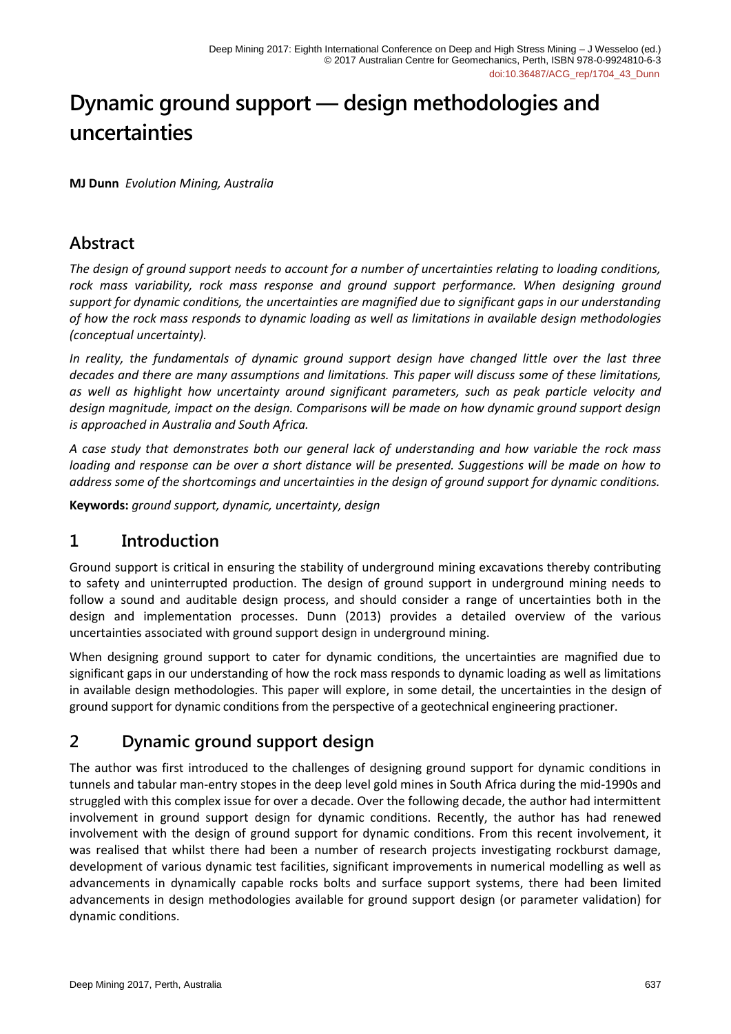# Dynamic ground support — design methodologies and uncertainties

**MJ Dunn** *Evolution Mining, Australia*

## Abstract

*The design of ground support needs to account for a number of uncertainties relating to loading conditions, rock mass variability, rock mass response and ground support performance. When designing ground support for dynamic conditions, the uncertainties are magnified due to significant gaps in our understanding of how the rock mass responds to dynamic loading as well as limitations in available design methodologies (conceptual uncertainty).*

*In reality, the fundamentals of dynamic ground support design have changed little over the last three decades and there are many assumptions and limitations. This paper will discuss some of these limitations, as well as highlight how uncertainty around significant parameters, such as peak particle velocity and design magnitude, impact on the design. Comparisons will be made on how dynamic ground support design is approached in Australia and South Africa.*

*A case study that demonstrates both our general lack of understanding and how variable the rock mass loading and response can be over a short distance will be presented. Suggestions will be made on how to address some of the shortcomings and uncertainties in the design of ground support for dynamic conditions.*

**Keywords:** *ground support, dynamic, uncertainty, design*

## 1 Introduction

Ground support is critical in ensuring the stability of underground mining excavations thereby contributing to safety and uninterrupted production. The design of ground support in underground mining needs to follow a sound and auditable design process, and should consider a range of uncertainties both in the design and implementation processes. Dunn (2013) provides a detailed overview of the various uncertainties associated with ground support design in underground mining.

When designing ground support to cater for dynamic conditions, the uncertainties are magnified due to significant gaps in our understanding of how the rock mass responds to dynamic loading as well as limitations in available design methodologies. This paper will explore, in some detail, the uncertainties in the design of ground support for dynamic conditions from the perspective of a geotechnical engineering practioner.

## 2 Dynamic ground support design

The author was first introduced to the challenges of designing ground support for dynamic conditions in tunnels and tabular man-entry stopes in the deep level gold mines in South Africa during the mid-1990s and struggled with this complex issue for over a decade. Over the following decade, the author had intermittent involvement in ground support design for dynamic conditions. Recently, the author has had renewed involvement with the design of ground support for dynamic conditions. From this recent involvement, it was realised that whilst there had been a number of research projects investigating rockburst damage, development of various dynamic test facilities, significant improvements in numerical modelling as well as advancements in dynamically capable rocks bolts and surface support systems, there had been limited advancements in design methodologies available for ground support design (or parameter validation) for dynamic conditions.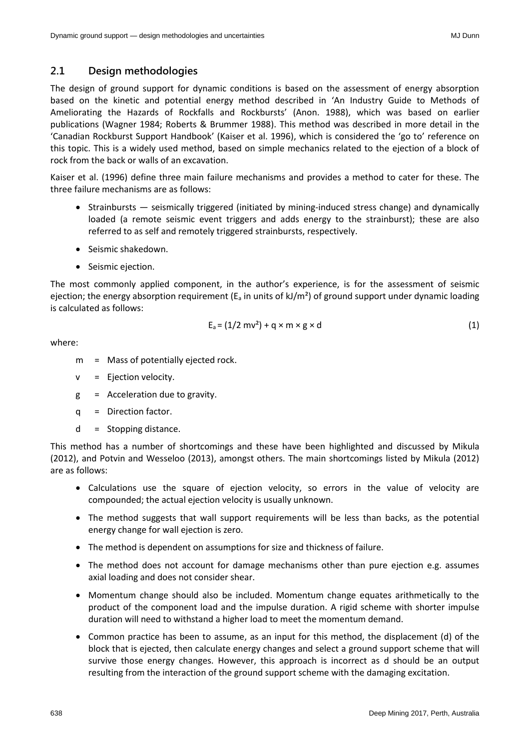## 2.1 Design methodologies

The design of ground support for dynamic conditions is based on the assessment of energy absorption based on the kinetic and potential energy method described in 'An Industry Guide to Methods of Ameliorating the Hazards of Rockfalls and Rockbursts' (Anon. 1988), which was based on earlier publications (Wagner 1984; Roberts & Brummer 1988). This method was described in more detail in the 'Canadian Rockburst Support Handbook' (Kaiser et al. 1996), which is considered the 'go to' reference on this topic. This is a widely used method, based on simple mechanics related to the ejection of a block of rock from the back or walls of an excavation.

Kaiser et al. (1996) define three main failure mechanisms and provides a method to cater for these. The three failure mechanisms are as follows:

- Strainbursts — seismically triggered (initiated by mining-induced stress change) and dynamically loaded (a remote seismic event triggers and adds energy to the strainburst); these are also referred to as self and remotely triggered strainbursts, respectively.
- Seismic shakedown.
- Seismic ejection.

The most commonly applied component, in the author's experience, is for the assessment of seismic ejection; the energy absorption requirement ($E_a$ in units of kJ/m²) of ground support under dynamic loading is calculated as follows:

$$E_a = (1/2\ mv^2) + q \times m \times g \times d \tag{1}$$

where:

m = Mass of potentially ejected rock.

v = Ejection velocity.

g = Acceleration due to gravity.

q = Direction factor.

d = Stopping distance.

This method has a number of shortcomings and these have been highlighted and discussed by Mikula (2012), and Potvin and Wesseloo (2013), amongst others. The main shortcomings listed by Mikula (2012) are as follows:

- Calculations use the square of ejection velocity, so errors in the value of velocity are compounded; the actual ejection velocity is usually unknown.
- The method suggests that wall support requirements will be less than backs, as the potential energy change for wall ejection is zero.
- The method is dependent on assumptions for size and thickness of failure.
- The method does not account for damage mechanisms other than pure ejection e.g. assumes axial loading and does not consider shear.
- Momentum change should also be included. Momentum change equates arithmetically to the product of the component load and the impulse duration. A rigid scheme with shorter impulse duration will need to withstand a higher load to meet the momentum demand.
- Common practice has been to assume, as an input for this method, the displacement (d) of the block that is ejected, then calculate energy changes and select a ground support scheme that will survive those energy changes. However, this approach is incorrect as d should be an output resulting from the interaction of the ground support scheme with the damaging excitation.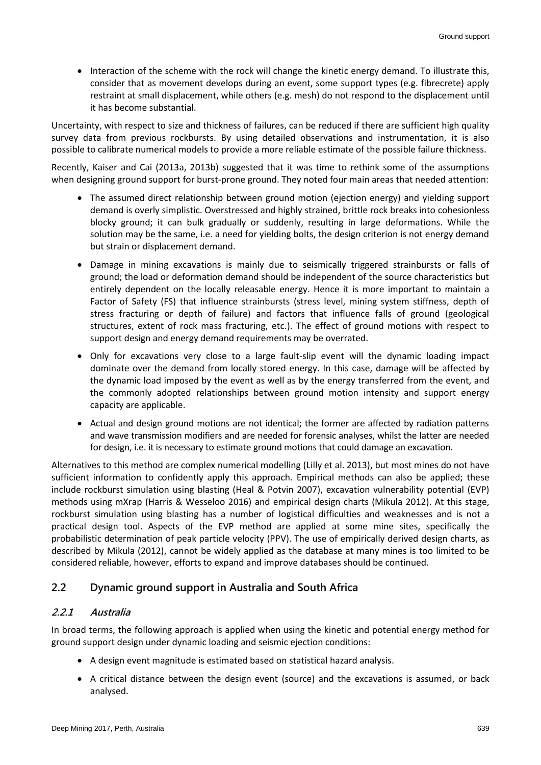- Interaction of the scheme with the rock will change the kinetic energy demand. To illustrate this, consider that as movement develops during an event, some support types (e.g. fibrecrete) apply restraint at small displacement, while others (e.g. mesh) do not respond to the displacement until it has become substantial.

Uncertainty, with respect to size and thickness of failures, can be reduced if there are sufficient high quality survey data from previous rockbursts. By using detailed observations and instrumentation, it is also possible to calibrate numerical models to provide a more reliable estimate of the possible failure thickness.

Recently, Kaiser and Cai (2013a, 2013b) suggested that it was time to rethink some of the assumptions when designing ground support for burst-prone ground. They noted four main areas that needed attention:

- The assumed direct relationship between ground motion (ejection energy) and yielding support demand is overly simplistic. Overstressed and highly strained, brittle rock breaks into cohesionless blocky ground; it can bulk gradually or suddenly, resulting in large deformations. While the solution may be the same, i.e. a need for yielding bolts, the design criterion is not energy demand but strain or displacement demand.
- Damage in mining excavations is mainly due to seismically triggered strainbursts or falls of ground; the load or deformation demand should be independent of the source characteristics but entirely dependent on the locally releasable energy. Hence it is more important to maintain a Factor of Safety (FS) that influence strainbursts (stress level, mining system stiffness, depth of stress fracturing or depth of failure) and factors that influence falls of ground (geological structures, extent of rock mass fracturing, etc.). The effect of ground motions with respect to support design and energy demand requirements may be overrated.
- Only for excavations very close to a large fault-slip event will the dynamic loading impact dominate over the demand from locally stored energy. In this case, damage will be affected by the dynamic load imposed by the event as well as by the energy transferred from the event, and the commonly adopted relationships between ground motion intensity and support energy capacity are applicable.
- Actual and design ground motions are not identical; the former are affected by radiation patterns and wave transmission modifiers and are needed for forensic analyses, whilst the latter are needed for design, i.e. it is necessary to estimate ground motions that could damage an excavation.

Alternatives to this method are complex numerical modelling (Lilly et al. 2013), but most mines do not have sufficient information to confidently apply this approach. Empirical methods can also be applied; these include rockburst simulation using blasting (Heal & Potvin 2007), excavation vulnerability potential (EVP) methods using mXrap (Harris & Wesseloo 2016) and empirical design charts (Mikula 2012). At this stage, rockburst simulation using blasting has a number of logistical difficulties and weaknesses and is not a practical design tool. Aspects of the EVP method are applied at some mine sites, specifically the probabilistic determination of peak particle velocity (PPV). The use of empirically derived design charts, as described by Mikula (2012), cannot be widely applied as the database at many mines is too limited to be considered reliable, however, efforts to expand and improve databases should be continued.

## 2.2 Dynamic ground support in Australia and South Africa

### *2.2.1 Australia*

In broad terms, the following approach is applied when using the kinetic and potential energy method for ground support design under dynamic loading and seismic ejection conditions:

- A design event magnitude is estimated based on statistical hazard analysis.
- A critical distance between the design event (source) and the excavations is assumed, or back analysed.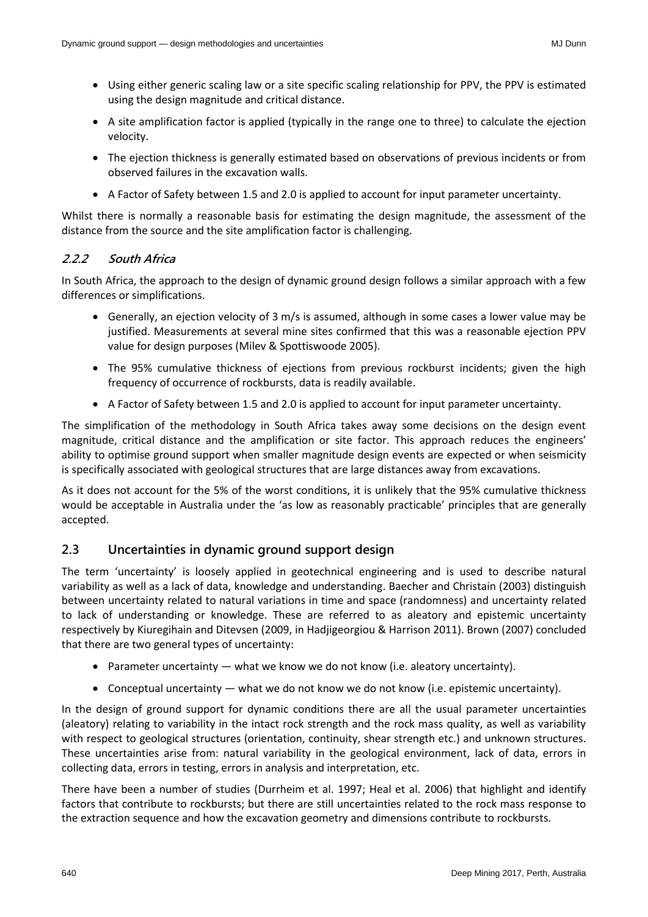- Using either generic scaling law or a site specific scaling relationship for PPV, the PPV is estimated using the design magnitude and critical distance.
- A site amplification factor is applied (typically in the range one to three) to calculate the ejection velocity.
- The ejection thickness is generally estimated based on observations of previous incidents or from observed failures in the excavation walls.
- A Factor of Safety between 1.5 and 2.0 is applied to account for input parameter uncertainty.

Whilst there is normally a reasonable basis for estimating the design magnitude, the assessment of the distance from the source and the site amplification factor is challenging.

#### *2.2.2 South Africa*

In South Africa, the approach to the design of dynamic ground design follows a similar approach with a few differences or simplifications.

- Generally, an ejection velocity of 3 m/s is assumed, although in some cases a lower value may be justified. Measurements at several mine sites confirmed that this was a reasonable ejection PPV value for design purposes (Milev & Spottiswoode 2005).
- The 95% cumulative thickness of ejections from previous rockburst incidents; given the high frequency of occurrence of rockbursts, data is readily available.
- A Factor of Safety between 1.5 and 2.0 is applied to account for input parameter uncertainty.

The simplification of the methodology in South Africa takes away some decisions on the design event magnitude, critical distance and the amplification or site factor. This approach reduces the engineers' ability to optimise ground support when smaller magnitude design events are expected or when seismicity is specifically associated with geological structures that are large distances away from excavations.

As it does not account for the 5% of the worst conditions, it is unlikely that the 95% cumulative thickness would be acceptable in Australia under the 'as low as reasonably practicable' principles that are generally accepted.

### 2.3 Uncertainties in dynamic ground support design

The term 'uncertainty' is loosely applied in geotechnical engineering and is used to describe natural variability as well as a lack of data, knowledge and understanding. Baecher and Christain (2003) distinguish between uncertainty related to natural variations in time and space (randomness) and uncertainty related to lack of understanding or knowledge. These are referred to as aleatory and epistemic uncertainty respectively by Kiuregihain and Ditevsen (2009, in Hadjigeorgiou & Harrison 2011). Brown (2007) concluded that there are two general types of uncertainty:

- Parameter uncertainty — what we know we do not know (i.e. aleatory uncertainty).
- Conceptual uncertainty — what we do not know we do not know (i.e. epistemic uncertainty).

In the design of ground support for dynamic conditions there are all the usual parameter uncertainties (aleatory) relating to variability in the intact rock strength and the rock mass quality, as well as variability with respect to geological structures (orientation, continuity, shear strength etc.) and unknown structures. These uncertainties arise from: natural variability in the geological environment, lack of data, errors in collecting data, errors in testing, errors in analysis and interpretation, etc.

There have been a number of studies (Durrheim et al. 1997; Heal et al. 2006) that highlight and identify factors that contribute to rockbursts; but there are still uncertainties related to the rock mass response to the extraction sequence and how the excavation geometry and dimensions contribute to rockbursts.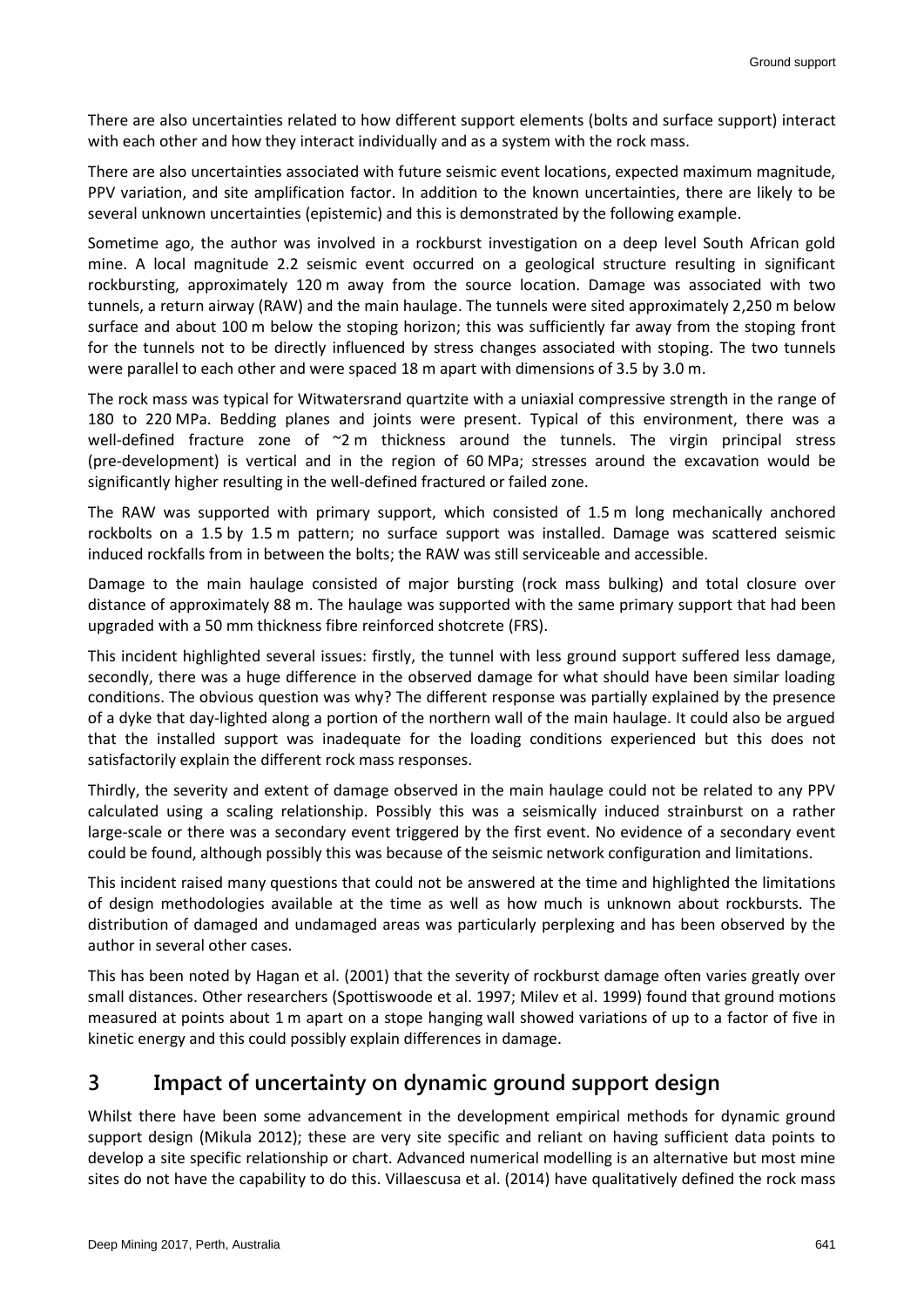There are also uncertainties related to how different support elements (bolts and surface support) interact with each other and how they interact individually and as a system with the rock mass.

There are also uncertainties associated with future seismic event locations, expected maximum magnitude, PPV variation, and site amplification factor. In addition to the known uncertainties, there are likely to be several unknown uncertainties (epistemic) and this is demonstrated by the following example.

Sometime ago, the author was involved in a rockburst investigation on a deep level South African gold mine. A local magnitude 2.2 seismic event occurred on a geological structure resulting in significant rockbursting, approximately 120 m away from the source location. Damage was associated with two tunnels, a return airway (RAW) and the main haulage. The tunnels were sited approximately 2,250 m below surface and about 100 m below the stoping horizon; this was sufficiently far away from the stoping front for the tunnels not to be directly influenced by stress changes associated with stoping. The two tunnels were parallel to each other and were spaced 18 m apart with dimensions of 3.5 by 3.0 m.

The rock mass was typical for Witwatersrand quartzite with a uniaxial compressive strength in the range of 180 to 220 MPa. Bedding planes and joints were present. Typical of this environment, there was a well-defined fracture zone of ~2 m thickness around the tunnels. The virgin principal stress (pre-development) is vertical and in the region of 60 MPa; stresses around the excavation would be significantly higher resulting in the well-defined fractured or failed zone.

The RAW was supported with primary support, which consisted of 1.5 m long mechanically anchored rockbolts on a 1.5 by 1.5 m pattern; no surface support was installed. Damage was scattered seismic induced rockfalls from in between the bolts; the RAW was still serviceable and accessible.

Damage to the main haulage consisted of major bursting (rock mass bulking) and total closure over distance of approximately 88 m. The haulage was supported with the same primary support that had been upgraded with a 50 mm thickness fibre reinforced shotcrete (FRS).

This incident highlighted several issues: firstly, the tunnel with less ground support suffered less damage, secondly, there was a huge difference in the observed damage for what should have been similar loading conditions. The obvious question was why? The different response was partially explained by the presence of a dyke that day-lighted along a portion of the northern wall of the main haulage. It could also be argued that the installed support was inadequate for the loading conditions experienced but this does not satisfactorily explain the different rock mass responses.

Thirdly, the severity and extent of damage observed in the main haulage could not be related to any PPV calculated using a scaling relationship. Possibly this was a seismically induced strainburst on a rather large-scale or there was a secondary event triggered by the first event. No evidence of a secondary event could be found, although possibly this was because of the seismic network configuration and limitations.

This incident raised many questions that could not be answered at the time and highlighted the limitations of design methodologies available at the time as well as how much is unknown about rockbursts. The distribution of damaged and undamaged areas was particularly perplexing and has been observed by the author in several other cases.

This has been noted by Hagan et al. (2001) that the severity of rockburst damage often varies greatly over small distances. Other researchers (Spottiswoode et al. 1997; Milev et al. 1999) found that ground motions measured at points about 1 m apart on a stope hanging wall showed variations of up to a factor of five in kinetic energy and this could possibly explain differences in damage.

## 3 Impact of uncertainty on dynamic ground support design

Whilst there have been some advancement in the development empirical methods for dynamic ground support design (Mikula 2012); these are very site specific and reliant on having sufficient data points to develop a site specific relationship or chart. Advanced numerical modelling is an alternative but most mine sites do not have the capability to do this. Villaescusa et al. (2014) have qualitatively defined the rock mass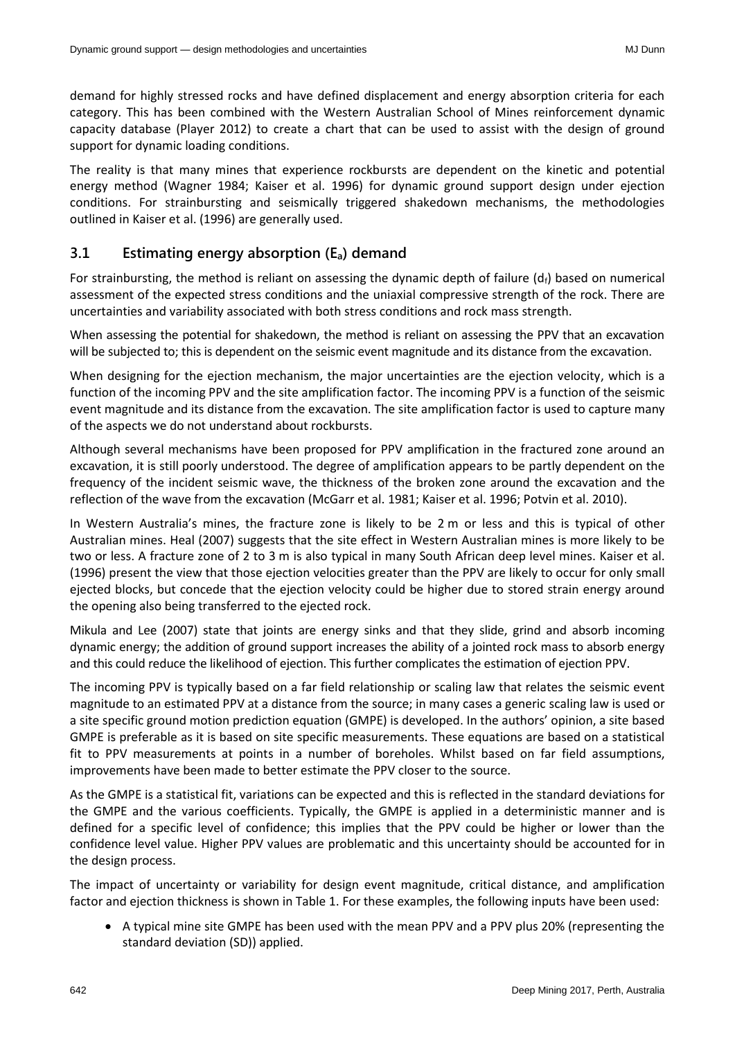demand for highly stressed rocks and have defined displacement and energy absorption criteria for each category. This has been combined with the Western Australian School of Mines reinforcement dynamic capacity database (Player 2012) to create a chart that can be used to assist with the design of ground support for dynamic loading conditions.

The reality is that many mines that experience rockbursts are dependent on the kinetic and potential energy method (Wagner 1984; Kaiser et al. 1996) for dynamic ground support design under ejection conditions. For strainbursting and seismically triggered shakedown mechanisms, the methodologies outlined in Kaiser et al. (1996) are generally used.

## 3.1 Estimating energy absorption ($E_a$) demand

For strainbursting, the method is reliant on assessing the dynamic depth of failure ($d_f$) based on numerical assessment of the expected stress conditions and the uniaxial compressive strength of the rock. There are uncertainties and variability associated with both stress conditions and rock mass strength.

When assessing the potential for shakedown, the method is reliant on assessing the PPV that an excavation will be subjected to; this is dependent on the seismic event magnitude and its distance from the excavation.

When designing for the ejection mechanism, the major uncertainties are the ejection velocity, which is a function of the incoming PPV and the site amplification factor. The incoming PPV is a function of the seismic event magnitude and its distance from the excavation. The site amplification factor is used to capture many of the aspects we do not understand about rockbursts.

Although several mechanisms have been proposed for PPV amplification in the fractured zone around an excavation, it is still poorly understood. The degree of amplification appears to be partly dependent on the frequency of the incident seismic wave, the thickness of the broken zone around the excavation and the reflection of the wave from the excavation (McGarr et al. 1981; Kaiser et al. 1996; Potvin et al. 2010).

In Western Australia's mines, the fracture zone is likely to be 2 m or less and this is typical of other Australian mines. Heal (2007) suggests that the site effect in Western Australian mines is more likely to be two or less. A fracture zone of 2 to 3 m is also typical in many South African deep level mines. Kaiser et al. (1996) present the view that those ejection velocities greater than the PPV are likely to occur for only small ejected blocks, but concede that the ejection velocity could be higher due to stored strain energy around the opening also being transferred to the ejected rock.

Mikula and Lee (2007) state that joints are energy sinks and that they slide, grind and absorb incoming dynamic energy; the addition of ground support increases the ability of a jointed rock mass to absorb energy and this could reduce the likelihood of ejection. This further complicates the estimation of ejection PPV.

The incoming PPV is typically based on a far field relationship or scaling law that relates the seismic event magnitude to an estimated PPV at a distance from the source; in many cases a generic scaling law is used or a site specific ground motion prediction equation (GMPE) is developed. In the authors' opinion, a site based GMPE is preferable as it is based on site specific measurements. These equations are based on a statistical fit to PPV measurements at points in a number of boreholes. Whilst based on far field assumptions, improvements have been made to better estimate the PPV closer to the source.

As the GMPE is a statistical fit, variations can be expected and this is reflected in the standard deviations for the GMPE and the various coefficients. Typically, the GMPE is applied in a deterministic manner and is defined for a specific level of confidence; this implies that the PPV could be higher or lower than the confidence level value. Higher PPV values are problematic and this uncertainty should be accounted for in the design process.

The impact of uncertainty or variability for design event magnitude, critical distance, and amplification factor and ejection thickness is shown in Table 1. For these examples, the following inputs have been used:

- A typical mine site GMPE has been used with the mean PPV and a PPV plus 20% (representing the standard deviation (SD)) applied.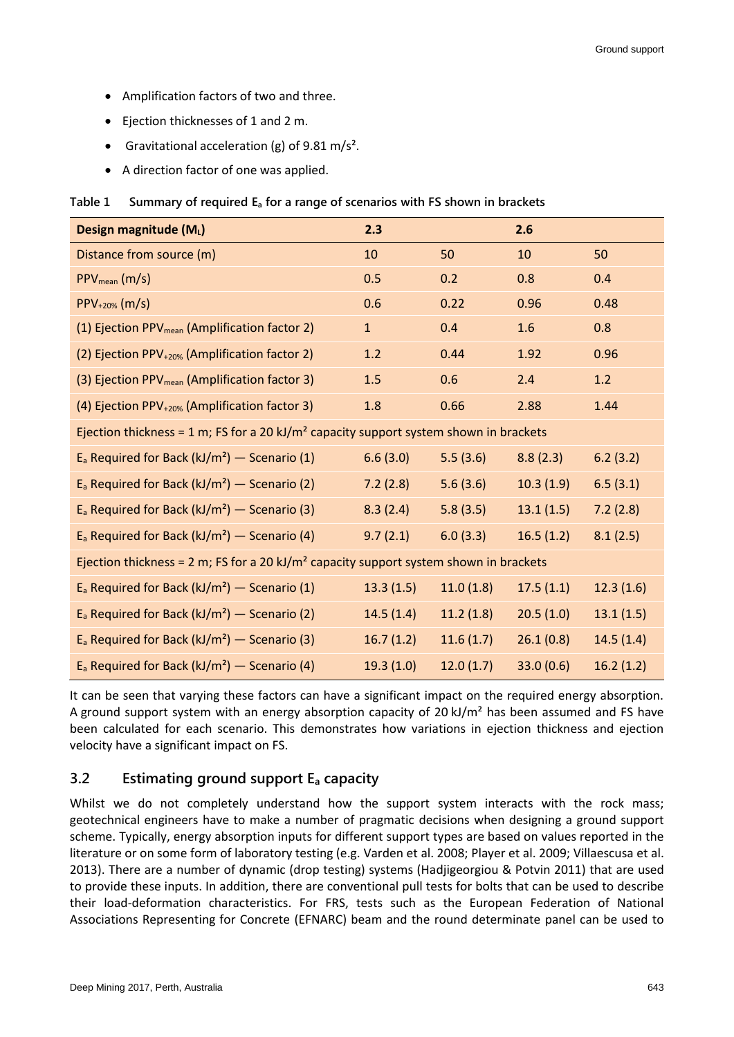- Amplification factors of two and three.
- Ejection thicknesses of 1 and 2 m.
- Gravitational acceleration (g) of 9.81 m/s².
- A direction factor of one was applied.

**Table 1 Summary of required $E_a$ for a range of scenarios with FS shown in brackets**

| **Design magnitude ($M_L$)** | **2.3** | | **2.6** | |
|---|---|---|---|---|
| Distance from source (m) | 10 | 50 | 10 | 50 |
| $PPV_{mean}$ (m/s) | 0.5 | 0.2 | 0.8 | 0.4 |
| $PPV_{+20\%}$ (m/s) | 0.6 | 0.22 | 0.96 | 0.48 |
| (1) Ejection $PPV_{mean}$ (Amplification factor 2) | 1 | 0.4 | 1.6 | 0.8 |
| (2) Ejection $PPV_{+20\%}$ (Amplification factor 2) | 1.2 | 0.44 | 1.92 | 0.96 |
| (3) Ejection $PPV_{mean}$ (Amplification factor 3) | 1.5 | 0.6 | 2.4 | 1.2 |
| (4) Ejection $PPV_{+20\%}$ (Amplification factor 3) | 1.8 | 0.66 | 2.88 | 1.44 |
| Ejection thickness = 1 m; FS for a 20 kJ/m² capacity support system shown in brackets | | | | |
| $E_a$ Required for Back (kJ/m²) — Scenario (1) | 6.6 (3.0) | 5.5 (3.6) | 8.8 (2.3) | 6.2 (3.2) |
| $E_a$ Required for Back (kJ/m²) — Scenario (2) | 7.2 (2.8) | 5.6 (3.6) | 10.3 (1.9) | 6.5 (3.1) |
| $E_a$ Required for Back (kJ/m²) — Scenario (3) | 8.3 (2.4) | 5.8 (3.5) | 13.1 (1.5) | 7.2 (2.8) |
| $E_a$ Required for Back (kJ/m²) — Scenario (4) | 9.7 (2.1) | 6.0 (3.3) | 16.5 (1.2) | 8.1 (2.5) |
| Ejection thickness = 2 m; FS for a 20 kJ/m² capacity support system shown in brackets | | | | |
| $E_a$ Required for Back (kJ/m²) — Scenario (1) | 13.3 (1.5) | 11.0 (1.8) | 17.5 (1.1) | 12.3 (1.6) |
| $E_a$ Required for Back (kJ/m²) — Scenario (2) | 14.5 (1.4) | 11.2 (1.8) | 20.5 (1.0) | 13.1 (1.5) |
| $E_a$ Required for Back (kJ/m²) — Scenario (3) | 16.7 (1.2) | 11.6 (1.7) | 26.1 (0.8) | 14.5 (1.4) |
| $E_a$ Required for Back (kJ/m²) — Scenario (4) | 19.3 (1.0) | 12.0 (1.7) | 33.0 (0.6) | 16.2 (1.2) |

It can be seen that varying these factors can have a significant impact on the required energy absorption. A ground support system with an energy absorption capacity of 20 kJ/m² has been assumed and FS have been calculated for each scenario. This demonstrates how variations in ejection thickness and ejection velocity have a significant impact on FS.

## 3.2 Estimating ground support $E_a$ capacity

Whilst we do not completely understand how the support system interacts with the rock mass; geotechnical engineers have to make a number of pragmatic decisions when designing a ground support scheme. Typically, energy absorption inputs for different support types are based on values reported in the literature or on some form of laboratory testing (e.g. Varden et al. 2008; Player et al. 2009; Villaescusa et al. 2013). There are a number of dynamic (drop testing) systems (Hadjigeorgiou & Potvin 2011) that are used to provide these inputs. In addition, there are conventional pull tests for bolts that can be used to describe their load-deformation characteristics. For FRS, tests such as the European Federation of National Associations Representing for Concrete (EFNARC) beam and the round determinate panel can be used to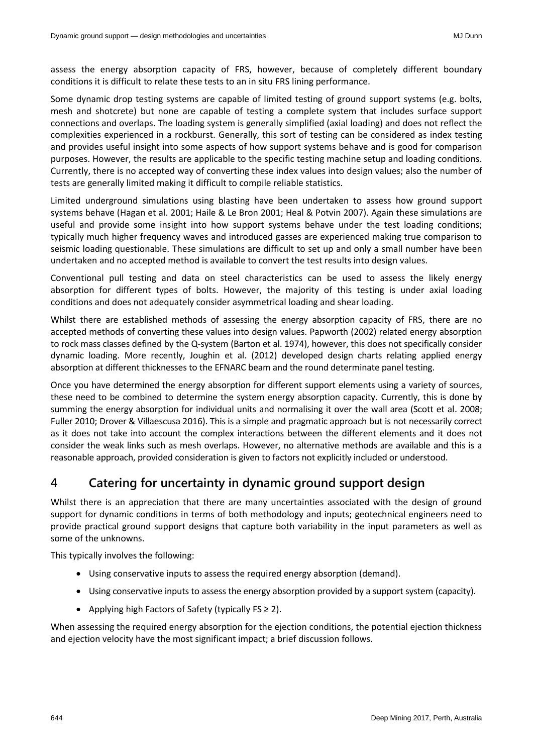assess the energy absorption capacity of FRS, however, because of completely different boundary conditions it is difficult to relate these tests to an in situ FRS lining performance.

Some dynamic drop testing systems are capable of limited testing of ground support systems (e.g. bolts, mesh and shotcrete) but none are capable of testing a complete system that includes surface support connections and overlaps. The loading system is generally simplified (axial loading) and does not reflect the complexities experienced in a rockburst. Generally, this sort of testing can be considered as index testing and provides useful insight into some aspects of how support systems behave and is good for comparison purposes. However, the results are applicable to the specific testing machine setup and loading conditions. Currently, there is no accepted way of converting these index values into design values; also the number of tests are generally limited making it difficult to compile reliable statistics.

Limited underground simulations using blasting have been undertaken to assess how ground support systems behave (Hagan et al. 2001; Haile & Le Bron 2001; Heal & Potvin 2007). Again these simulations are useful and provide some insight into how support systems behave under the test loading conditions; typically much higher frequency waves and introduced gasses are experienced making true comparison to seismic loading questionable. These simulations are difficult to set up and only a small number have been undertaken and no accepted method is available to convert the test results into design values.

Conventional pull testing and data on steel characteristics can be used to assess the likely energy absorption for different types of bolts. However, the majority of this testing is under axial loading conditions and does not adequately consider asymmetrical loading and shear loading.

Whilst there are established methods of assessing the energy absorption capacity of FRS, there are no accepted methods of converting these values into design values. Papworth (2002) related energy absorption to rock mass classes defined by the Q-system (Barton et al. 1974), however, this does not specifically consider dynamic loading. More recently, Joughin et al. (2012) developed design charts relating applied energy absorption at different thicknesses to the EFNARC beam and the round determinate panel testing.

Once you have determined the energy absorption for different support elements using a variety of sources, these need to be combined to determine the system energy absorption capacity. Currently, this is done by summing the energy absorption for individual units and normalising it over the wall area (Scott et al. 2008; Fuller 2010; Drover & Villaescusa 2016). This is a simple and pragmatic approach but is not necessarily correct as it does not take into account the complex interactions between the different elements and it does not consider the weak links such as mesh overlaps. However, no alternative methods are available and this is a reasonable approach, provided consideration is given to factors not explicitly included or understood.

## 4 Catering for uncertainty in dynamic ground support design

Whilst there is an appreciation that there are many uncertainties associated with the design of ground support for dynamic conditions in terms of both methodology and inputs; geotechnical engineers need to provide practical ground support designs that capture both variability in the input parameters as well as some of the unknowns.

This typically involves the following:

- Using conservative inputs to assess the required energy absorption (demand).
- Using conservative inputs to assess the energy absorption provided by a support system (capacity).
- Applying high Factors of Safety (typically FS $\geq$ 2).

When assessing the required energy absorption for the ejection conditions, the potential ejection thickness and ejection velocity have the most significant impact; a brief discussion follows.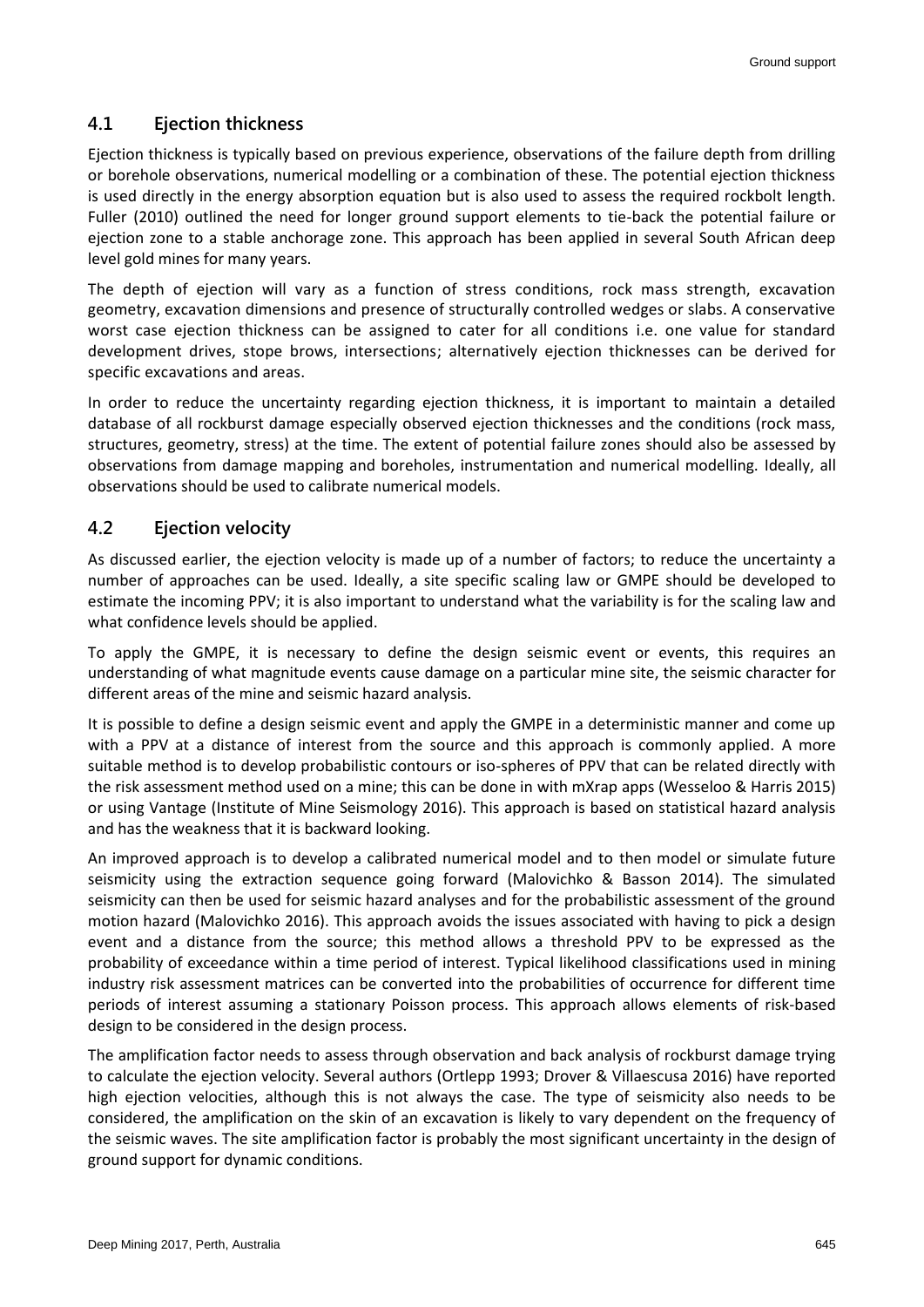## 4.1 Ejection thickness

Ejection thickness is typically based on previous experience, observations of the failure depth from drilling or borehole observations, numerical modelling or a combination of these. The potential ejection thickness is used directly in the energy absorption equation but is also used to assess the required rockbolt length. Fuller (2010) outlined the need for longer ground support elements to tie-back the potential failure or ejection zone to a stable anchorage zone. This approach has been applied in several South African deep level gold mines for many years.

The depth of ejection will vary as a function of stress conditions, rock mass strength, excavation geometry, excavation dimensions and presence of structurally controlled wedges or slabs. A conservative worst case ejection thickness can be assigned to cater for all conditions i.e. one value for standard development drives, stope brows, intersections; alternatively ejection thicknesses can be derived for specific excavations and areas.

In order to reduce the uncertainty regarding ejection thickness, it is important to maintain a detailed database of all rockburst damage especially observed ejection thicknesses and the conditions (rock mass, structures, geometry, stress) at the time. The extent of potential failure zones should also be assessed by observations from damage mapping and boreholes, instrumentation and numerical modelling. Ideally, all observations should be used to calibrate numerical models.

## 4.2 Ejection velocity

As discussed earlier, the ejection velocity is made up of a number of factors; to reduce the uncertainty a number of approaches can be used. Ideally, a site specific scaling law or GMPE should be developed to estimate the incoming PPV; it is also important to understand what the variability is for the scaling law and what confidence levels should be applied.

To apply the GMPE, it is necessary to define the design seismic event or events, this requires an understanding of what magnitude events cause damage on a particular mine site, the seismic character for different areas of the mine and seismic hazard analysis.

It is possible to define a design seismic event and apply the GMPE in a deterministic manner and come up with a PPV at a distance of interest from the source and this approach is commonly applied. A more suitable method is to develop probabilistic contours or iso-spheres of PPV that can be related directly with the risk assessment method used on a mine; this can be done in with mXrap apps (Wesseloo & Harris 2015) or using Vantage (Institute of Mine Seismology 2016). This approach is based on statistical hazard analysis and has the weakness that it is backward looking.

An improved approach is to develop a calibrated numerical model and to then model or simulate future seismicity using the extraction sequence going forward (Malovichko & Basson 2014). The simulated seismicity can then be used for seismic hazard analyses and for the probabilistic assessment of the ground motion hazard (Malovichko 2016). This approach avoids the issues associated with having to pick a design event and a distance from the source; this method allows a threshold PPV to be expressed as the probability of exceedance within a time period of interest. Typical likelihood classifications used in mining industry risk assessment matrices can be converted into the probabilities of occurrence for different time periods of interest assuming a stationary Poisson process. This approach allows elements of risk-based design to be considered in the design process.

The amplification factor needs to assess through observation and back analysis of rockburst damage trying to calculate the ejection velocity. Several authors (Ortlepp 1993; Drover & Villaescusa 2016) have reported high ejection velocities, although this is not always the case. The type of seismicity also needs to be considered, the amplification on the skin of an excavation is likely to vary dependent on the frequency of the seismic waves. The site amplification factor is probably the most significant uncertainty in the design of ground support for dynamic conditions.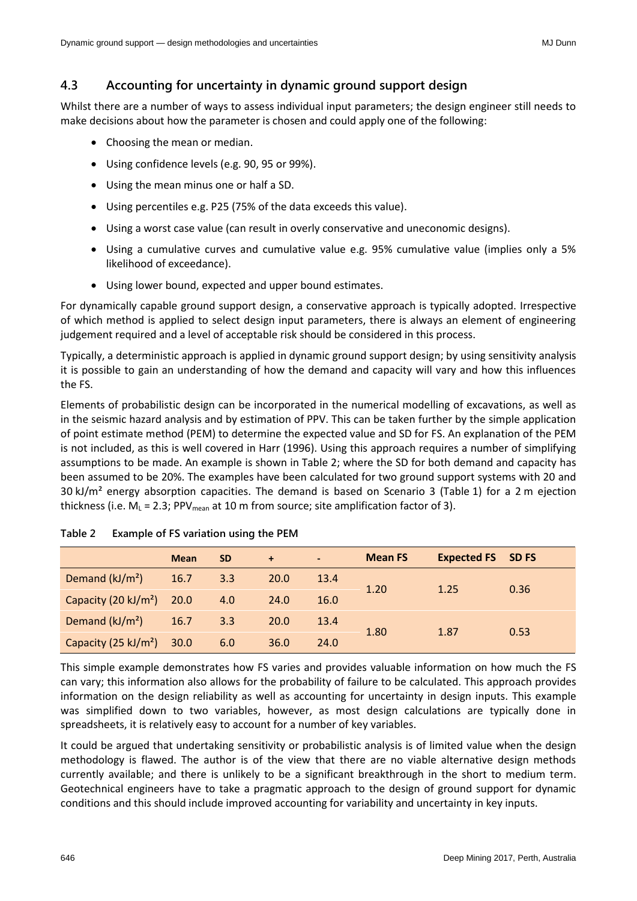### 4.3 Accounting for uncertainty in dynamic ground support design

Whilst there are a number of ways to assess individual input parameters; the design engineer still needs to make decisions about how the parameter is chosen and could apply one of the following:

- Choosing the mean or median.
- Using confidence levels (e.g. 90, 95 or 99%).
- Using the mean minus one or half a SD.
- Using percentiles e.g. P25 (75% of the data exceeds this value).
- Using a worst case value (can result in overly conservative and uneconomic designs).
- Using a cumulative curves and cumulative value e.g. 95% cumulative value (implies only a 5% likelihood of exceedance).
- Using lower bound, expected and upper bound estimates.

For dynamically capable ground support design, a conservative approach is typically adopted. Irrespective of which method is applied to select design input parameters, there is always an element of engineering judgement required and a level of acceptable risk should be considered in this process.

Typically, a deterministic approach is applied in dynamic ground support design; by using sensitivity analysis it is possible to gain an understanding of how the demand and capacity will vary and how this influences the FS.

Elements of probabilistic design can be incorporated in the numerical modelling of excavations, as well as in the seismic hazard analysis and by estimation of PPV. This can be taken further by the simple application of point estimate method (PEM) to determine the expected value and SD for FS. An explanation of the PEM is not included, as this is well covered in Harr (1996). Using this approach requires a number of simplifying assumptions to be made. An example is shown in Table 2; where the SD for both demand and capacity has been assumed to be 20%. The examples have been calculated for two ground support systems with 20 and 30 kJ/m² energy absorption capacities. The demand is based on Scenario 3 (Table 1) for a 2 m ejection thickness (i.e. $M_L$ = 2.3; $PPV_{mean}$ at 10 m from source; site amplification factor of 3).

**Table 2 Example of FS variation using the PEM**

| | Mean | SD | + | - | Mean FS | Expected FS | SD FS |
|---|---|---|---|---|---|---|---|
| Demand (kJ/m²) | 16.7 | 3.3 | 20.0 | 13.4 | 1.20 | 1.25 | 0.36 |
| Capacity (20 kJ/m²) | 20.0 | 4.0 | 24.0 | 16.0 | | | |
| Demand (kJ/m²) | 16.7 | 3.3 | 20.0 | 13.4 | 1.80 | 1.87 | 0.53 |
| Capacity (25 kJ/m²) | 30.0 | 6.0 | 36.0 | 24.0 | | | |

This simple example demonstrates how FS varies and provides valuable information on how much the FS can vary; this information also allows for the probability of failure to be calculated. This approach provides information on the design reliability as well as accounting for uncertainty in design inputs. This example was simplified down to two variables, however, as most design calculations are typically done in spreadsheets, it is relatively easy to account for a number of key variables.

It could be argued that undertaking sensitivity or probabilistic analysis is of limited value when the design methodology is flawed. The author is of the view that there are no viable alternative design methods currently available; and there is unlikely to be a significant breakthrough in the short to medium term. Geotechnical engineers have to take a pragmatic approach to the design of ground support for dynamic conditions and this should include improved accounting for variability and uncertainty in key inputs.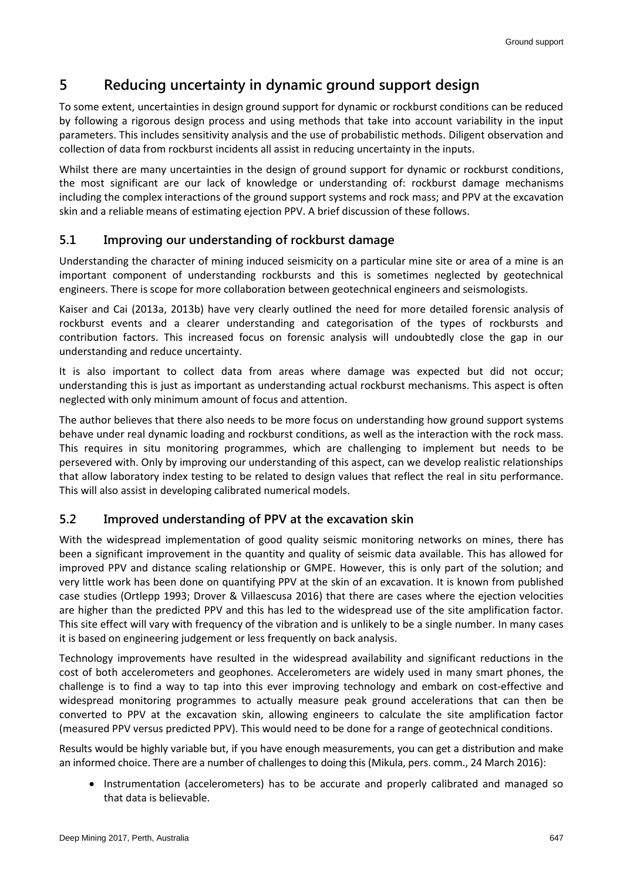# 5 Reducing uncertainty in dynamic ground support design

To some extent, uncertainties in design ground support for dynamic or rockburst conditions can be reduced by following a rigorous design process and using methods that take into account variability in the input parameters. This includes sensitivity analysis and the use of probabilistic methods. Diligent observation and collection of data from rockburst incidents all assist in reducing uncertainty in the inputs.

Whilst there are many uncertainties in the design of ground support for dynamic or rockburst conditions, the most significant are our lack of knowledge or understanding of: rockburst damage mechanisms including the complex interactions of the ground support systems and rock mass; and PPV at the excavation skin and a reliable means of estimating ejection PPV. A brief discussion of these follows.

## 5.1 Improving our understanding of rockburst damage

Understanding the character of mining induced seismicity on a particular mine site or area of a mine is an important component of understanding rockbursts and this is sometimes neglected by geotechnical engineers. There is scope for more collaboration between geotechnical engineers and seismologists.

Kaiser and Cai (2013a, 2013b) have very clearly outlined the need for more detailed forensic analysis of rockburst events and a clearer understanding and categorisation of the types of rockbursts and contribution factors. This increased focus on forensic analysis will undoubtedly close the gap in our understanding and reduce uncertainty.

It is also important to collect data from areas where damage was expected but did not occur; understanding this is just as important as understanding actual rockburst mechanisms. This aspect is often neglected with only minimum amount of focus and attention.

The author believes that there also needs to be more focus on understanding how ground support systems behave under real dynamic loading and rockburst conditions, as well as the interaction with the rock mass. This requires in situ monitoring programmes, which are challenging to implement but needs to be persevered with. Only by improving our understanding of this aspect, can we develop realistic relationships that allow laboratory index testing to be related to design values that reflect the real in situ performance. This will also assist in developing calibrated numerical models.

## 5.2 Improved understanding of PPV at the excavation skin

With the widespread implementation of good quality seismic monitoring networks on mines, there has been a significant improvement in the quantity and quality of seismic data available. This has allowed for improved PPV and distance scaling relationship or GMPE. However, this is only part of the solution; and very little work has been done on quantifying PPV at the skin of an excavation. It is known from published case studies (Ortlepp 1993; Drover & Villaescusa 2016) that there are cases where the ejection velocities are higher than the predicted PPV and this has led to the widespread use of the site amplification factor. This site effect will vary with frequency of the vibration and is unlikely to be a single number. In many cases it is based on engineering judgement or less frequently on back analysis.

Technology improvements have resulted in the widespread availability and significant reductions in the cost of both accelerometers and geophones. Accelerometers are widely used in many smart phones, the challenge is to find a way to tap into this ever improving technology and embark on cost-effective and widespread monitoring programmes to actually measure peak ground accelerations that can then be converted to PPV at the excavation skin, allowing engineers to calculate the site amplification factor (measured PPV versus predicted PPV). This would need to be done for a range of geotechnical conditions.

Results would be highly variable but, if you have enough measurements, you can get a distribution and make an informed choice. There are a number of challenges to doing this (Mikula, pers. comm., 24 March 2016):

- Instrumentation (accelerometers) has to be accurate and properly calibrated and managed so that data is believable.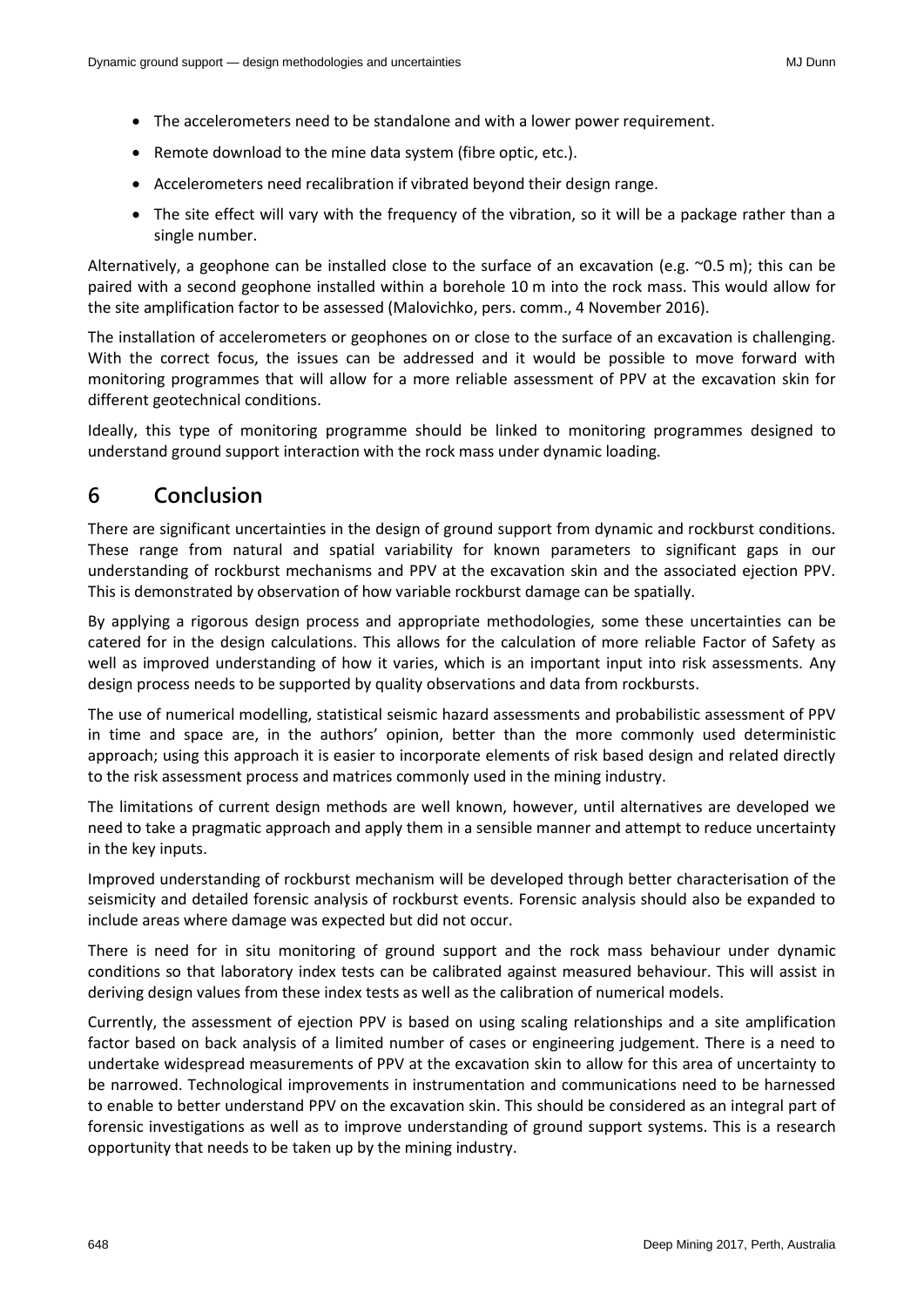- The accelerometers need to be standalone and with a lower power requirement.
- Remote download to the mine data system (fibre optic, etc.).
- Accelerometers need recalibration if vibrated beyond their design range.
- The site effect will vary with the frequency of the vibration, so it will be a package rather than a single number.

Alternatively, a geophone can be installed close to the surface of an excavation (e.g. ~0.5 m); this can be paired with a second geophone installed within a borehole 10 m into the rock mass. This would allow for the site amplification factor to be assessed (Malovichko, pers. comm., 4 November 2016).

The installation of accelerometers or geophones on or close to the surface of an excavation is challenging. With the correct focus, the issues can be addressed and it would be possible to move forward with monitoring programmes that will allow for a more reliable assessment of PPV at the excavation skin for different geotechnical conditions.

Ideally, this type of monitoring programme should be linked to monitoring programmes designed to understand ground support interaction with the rock mass under dynamic loading.

# 6 Conclusion

There are significant uncertainties in the design of ground support from dynamic and rockburst conditions. These range from natural and spatial variability for known parameters to significant gaps in our understanding of rockburst mechanisms and PPV at the excavation skin and the associated ejection PPV. This is demonstrated by observation of how variable rockburst damage can be spatially.

By applying a rigorous design process and appropriate methodologies, some these uncertainties can be catered for in the design calculations. This allows for the calculation of more reliable Factor of Safety as well as improved understanding of how it varies, which is an important input into risk assessments. Any design process needs to be supported by quality observations and data from rockbursts.

The use of numerical modelling, statistical seismic hazard assessments and probabilistic assessment of PPV in time and space are, in the authors' opinion, better than the more commonly used deterministic approach; using this approach it is easier to incorporate elements of risk based design and related directly to the risk assessment process and matrices commonly used in the mining industry.

The limitations of current design methods are well known, however, until alternatives are developed we need to take a pragmatic approach and apply them in a sensible manner and attempt to reduce uncertainty in the key inputs.

Improved understanding of rockburst mechanism will be developed through better characterisation of the seismicity and detailed forensic analysis of rockburst events. Forensic analysis should also be expanded to include areas where damage was expected but did not occur.

There is need for in situ monitoring of ground support and the rock mass behaviour under dynamic conditions so that laboratory index tests can be calibrated against measured behaviour. This will assist in deriving design values from these index tests as well as the calibration of numerical models.

Currently, the assessment of ejection PPV is based on using scaling relationships and a site amplification factor based on back analysis of a limited number of cases or engineering judgement. There is a need to undertake widespread measurements of PPV at the excavation skin to allow for this area of uncertainty to be narrowed. Technological improvements in instrumentation and communications need to be harnessed to enable to better understand PPV on the excavation skin. This should be considered as an integral part of forensic investigations as well as to improve understanding of ground support systems. This is a research opportunity that needs to be taken up by the mining industry.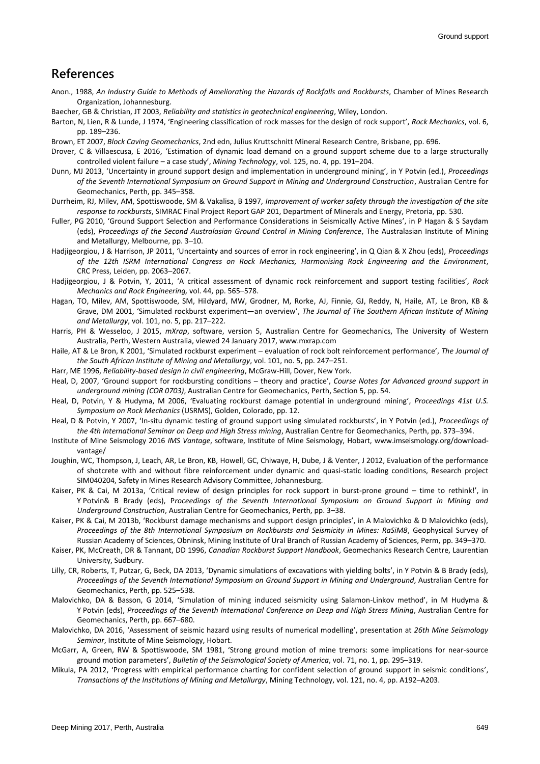## References

Anon., 1988, *An Industry Guide to Methods of Ameliorating the Hazards of Rockfalls and Rockbursts*, Chamber of Mines Research Organization, Johannesburg.

Baecher, GB & Christian, JT 2003, *Reliability and statistics in geotechnical engineering*, Wiley, London.

Barton, N, Lien, R & Lunde, J 1974, 'Engineering classification of rock masses for the design of rock support', *Rock Mechanics*, vol. 6, pp. 189–236.

Brown, ET 2007, *Block Caving Geomechanics*, 2nd edn, Julius Kruttschnitt Mineral Research Centre, Brisbane, pp. 696.

Drover, C & Villaescusa, E 2016, 'Estimation of dynamic load demand on a ground support scheme due to a large structurally controlled violent failure – a case study', *Mining Technology*, vol. 125, no. 4, pp. 191–204.

Dunn, MJ 2013, 'Uncertainty in ground support design and implementation in underground mining', in Y Potvin (ed.), *Proceedings of the Seventh International Symposium on Ground Support in Mining and Underground Construction*, Australian Centre for Geomechanics, Perth, pp. 345–358.

Durrheim, RJ, Milev, AM, Spottiswoode, SM & Vakalisa, B 1997, *Improvement of worker safety through the investigation of the site response to rockbursts*, SIMRAC Final Project Report GAP 201, Department of Minerals and Energy, Pretoria, pp. 530.

Fuller, PG 2010, 'Ground Support Selection and Performance Considerations in Seismically Active Mines', in P Hagan & S Saydam (eds), *Proceedings of the Second Australasian Ground Control in Mining Conference*, The Australasian Institute of Mining and Metallurgy, Melbourne, pp. 3–10.

Hadjigeorgiou, J & Harrison, JP 2011, 'Uncertainty and sources of error in rock engineering', in Q Qian & X Zhou (eds), *Proceedings of the 12th ISRM International Congress on Rock Mechanics, Harmonising Rock Engineering and the Environment*, CRC Press, Leiden, pp. 2063–2067.

Hadjigeorgiou, J & Potvin, Y, 2011, 'A critical assessment of dynamic rock reinforcement and support testing facilities', *Rock Mechanics and Rock Engineering,* vol. 44, pp. 565–578.

Hagan, TO, Milev, AM, Spottiswoode, SM, Hildyard, MW, Grodner, M, Rorke, AJ, Finnie, GJ, Reddy, N, Haile, AT, Le Bron, KB & Grave, DM 2001, 'Simulated rockburst experiment—an overview', *The Journal of The Southern African Institute of Mining and Metallurgy*, vol. 101, no. 5, pp. 217–222.

Harris, PH & Wesseloo, J 2015, *mXrap*, software, version 5, Australian Centre for Geomechanics, The University of Western Australia, Perth, Western Australia, viewed 24 January 2017, www.mxrap.com

Haile, AT & Le Bron, K 2001, 'Simulated rockburst experiment – evaluation of rock bolt reinforcement performance', *The Journal of the South African Institute of Mining and Metallurgy*, vol. 101, no. 5, pp. 247–251.

Harr, ME 1996, *Reliability-based design in civil engineering*, McGraw-Hill, Dover, New York.

Heal, D, 2007, 'Ground support for rockbursting conditions – theory and practice', *Course Notes for Advanced ground support in underground mining (COR 0703)*, Australian Centre for Geomechanics, Perth, Section 5, pp. 54.

Heal, D, Potvin, Y & Hudyma, M 2006, 'Evaluating rockburst damage potential in underground mining', *Proceedings 41st U.S. Symposium on Rock Mechanics* (USRMS), Golden, Colorado, pp. 12.

Heal, D & Potvin, Y 2007, 'In-situ dynamic testing of ground support using simulated rockbursts', in Y Potvin (ed.), *Proceedings of the 4th International Seminar on Deep and High Stress mining*, Australian Centre for Geomechanics, Perth, pp. 373–394.

Institute of Mine Seismology 2016 *IMS Vantage*, software, Institute of Mine Seismology, Hobart, www.imseismology.org/download-vantage/

Joughin, WC, Thompson, J, Leach, AR, Le Bron, KB, Howell, GC, Chiwaye, H, Dube, J & Venter, J 2012, Evaluation of the performance of shotcrete with and without fibre reinforcement under dynamic and quasi-static loading conditions, Research project SIM040204, Safety in Mines Research Advisory Committee, Johannesburg.

Kaiser, PK & Cai, M 2013a, 'Critical review of design principles for rock support in burst-prone ground – time to rethink!', in Y Potvin& B Brady (eds), P*roceedings of the Seventh International Symposium on Ground Support in Mining and Underground Construction*, Australian Centre for Geomechanics, Perth, pp. 3–38.

Kaiser, PK & Cai, M 2013b, 'Rockburst damage mechanisms and support design principles', in A Malovichko & D Malovichko (eds), *Proceedings of the 8th International Symposium on Rockbursts and Seismicity in Mines: RaSiM8*, Geophysical Survey of Russian Academy of Sciences, Obninsk, Mining Institute of Ural Branch of Russian Academy of Sciences, Perm, pp. 349–370.

Kaiser, PK, McCreath, DR & Tannant, DD 1996, *Canadian Rockburst Support Handbook*, Geomechanics Research Centre, Laurentian University, Sudbury.

Lilly, CR, Roberts, T, Putzar, G, Beck, DA 2013, 'Dynamic simulations of excavations with yielding bolts', in Y Potvin & B Brady (eds), *Proceedings of the Seventh International Symposium on Ground Support in Mining and Underground*, Australian Centre for Geomechanics, Perth, pp. 525–538.

Malovichko, DA & Basson, G 2014, 'Simulation of mining induced seismicity using Salamon-Linkov method', in M Hudyma & Y Potvin (eds), *Proceedings of the Seventh International Conference on Deep and High Stress Mining*, Australian Centre for Geomechanics, Perth, pp. 667–680.

Malovichko, DA 2016, 'Assessment of seismic hazard using results of numerical modelling', presentation at *26th Mine Seismology Seminar*, Institute of Mine Seismology, Hobart.

McGarr, A, Green, RW & Spottiswoode, SM 1981, 'Strong ground motion of mine tremors: some implications for near-source ground motion parameters', *Bulletin of the Seismological Society of America*, vol. 71, no. 1, pp. 295–319.

Mikula, PA 2012, 'Progress with empirical performance charting for confident selection of ground support in seismic conditions', *Transactions of the Institutions of Mining and Metallurgy*, Mining Technology, vol. 121, no. 4, pp. A192–A203.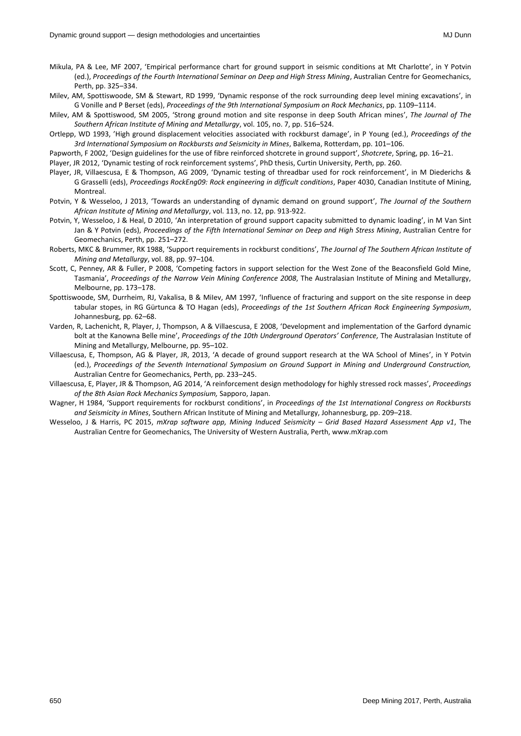Mikula, PA & Lee, MF 2007, 'Empirical performance chart for ground support in seismic conditions at Mt Charlotte', in Y Potvin (ed.), *Proceedings of the Fourth International Seminar on Deep and High Stress Mining*, Australian Centre for Geomechanics, Perth, pp. 325–334.

Milev, AM, Spottiswoode, SM & Stewart, RD 1999, 'Dynamic response of the rock surrounding deep level mining excavations', in G Vonille and P Berset (eds), *Proceedings of the 9th International Symposium on Rock Mechanics*, pp. 1109–1114.

Milev, AM & Spottiswood, SM 2005, 'Strong ground motion and site response in deep South African mines', *The Journal of The Southern African Institute of Mining and Metallurgy*, vol. 105, no. 7, pp. 516–524.

Ortlepp, WD 1993, 'High ground displacement velocities associated with rockburst damage', in P Young (ed.), *Proceedings of the 3rd International Symposium on Rockbursts and Seismicity in Mines*, Balkema, Rotterdam, pp. 101–106.

Papworth, F 2002, 'Design guidelines for the use of fibre reinforced shotcrete in ground support', *Shotcrete*, Spring, pp. 16–21.

Player, JR 2012, 'Dynamic testing of rock reinforcement systems', PhD thesis, Curtin University, Perth, pp. 260.

Player, JR, Villaescusa, E & Thompson, AG 2009, 'Dynamic testing of threadbar used for rock reinforcement', in M Diederichs & G Grasselli (eds), *Proceedings RockEng09: Rock engineering in difficult conditions*, Paper 4030, Canadian Institute of Mining, Montreal.

Potvin, Y & Wesseloo, J 2013, 'Towards an understanding of dynamic demand on ground support', *The Journal of the Southern African Institute of Mining and Metallurgy*, vol. 113, no. 12, pp. 913-922.

Potvin, Y, Wesseloo, J & Heal, D 2010, 'An interpretation of ground support capacity submitted to dynamic loading', in M Van Sint Jan & Y Potvin (eds), *Proceedings of the Fifth International Seminar on Deep and High Stress Mining*, Australian Centre for Geomechanics, Perth, pp. 251–272.

Roberts, MKC & Brummer, RK 1988, 'Support requirements in rockburst conditions', *The Journal of The Southern African Institute of Mining and Metallurgy*, vol. 88, pp. 97–104.

Scott, C, Penney, AR & Fuller, P 2008, 'Competing factors in support selection for the West Zone of the Beaconsfield Gold Mine, Tasmania', *Proceedings of the Narrow Vein Mining Conference 2008*, The Australasian Institute of Mining and Metallurgy, Melbourne, pp. 173–178.

Spottiswoode, SM, Durrheim, RJ, Vakalisa, B & Milev, AM 1997, 'Influence of fracturing and support on the site response in deep tabular stopes, in RG Gürtunca & TO Hagan (eds), *Proceedings of the 1st Southern African Rock Engineering Symposium*, Johannesburg, pp. 62–68.

Varden, R, Lachenicht, R, Player, J, Thompson, A & Villaescusa, E 2008, 'Development and implementation of the Garford dynamic bolt at the Kanowna Belle mine', *Proceedings of the 10th Underground Operators' Conference,* The Australasian Institute of Mining and Metallurgy, Melbourne, pp. 95–102.

Villaescusa, E, Thompson, AG & Player, JR, 2013, 'A decade of ground support research at the WA School of Mines', in Y Potvin (ed.), *Proceedings of the Seventh International Symposium on Ground Support in Mining and Underground Construction,* Australian Centre for Geomechanics, Perth, pp. 233–245.

Villaescusa, E, Player, JR & Thompson, AG 2014, 'A reinforcement design methodology for highly stressed rock masses', *Proceedings of the 8th Asian Rock Mechanics Symposium,* Sapporo, Japan.

Wagner, H 1984, 'Support requirements for rockburst conditions', in *Proceedings of the 1st International Congress on Rockbursts and Seismicity in Mines*, Southern African Institute of Mining and Metallurgy, Johannesburg, pp. 209–218.

Wesseloo, J & Harris, PC 2015, *mXrap software app, Mining Induced Seismicity – Grid Based Hazard Assessment App v1*, The Australian Centre for Geomechanics, The University of Western Australia, Perth, www.mXrap.com